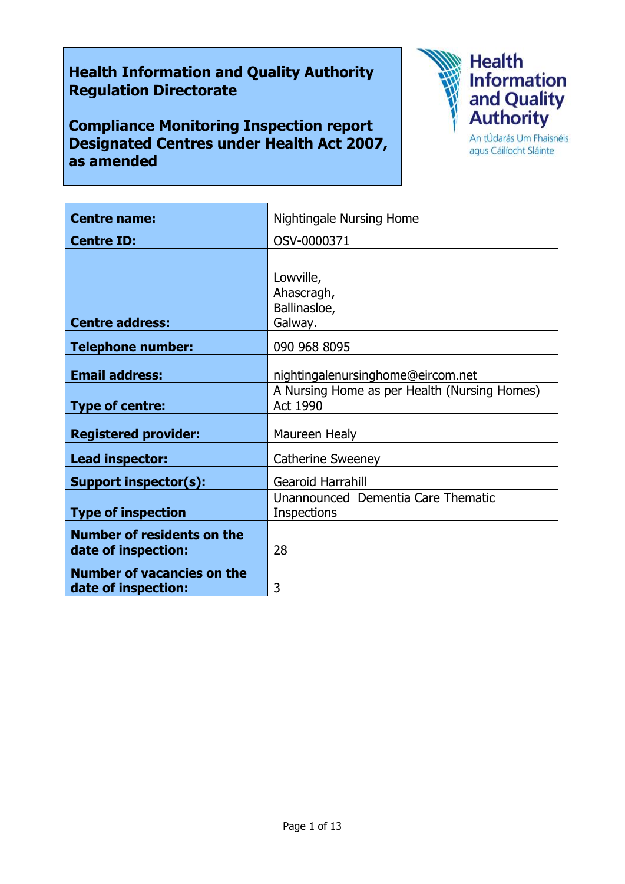**Health Information and Quality Authority**
**Regulation Directorate**

**Compliance Monitoring Inspection report**
**Designated Centres under Health Act 2007, as amended**

Health Information and Quality Authority
An tÚdarás Um Fhaisnéis agus Cáilíocht Sláinte

| | |
|---|---|
| **Centre name:** | Nightingale Nursing Home |
| **Centre ID:** | OSV-0000371 |
| **Centre address:** | Lowville,<br>Ahascragh,<br>Ballinasloe,<br>Galway. |
| **Telephone number:** | 090 968 8095 |
| **Email address:** | nightingalenursinghome@eircom.net |
| **Type of centre:** | A Nursing Home as per Health (Nursing Homes) Act 1990 |
| **Registered provider:** | Maureen Healy |
| **Lead inspector:** | Catherine Sweeney |
| **Support inspector(s):** | Gearoid Harrahill |
| **Type of inspection** | Unannounced Dementia Care Thematic Inspections |
| **Number of residents on the date of inspection:** | 28 |
| **Number of vacancies on the date of inspection:** | 3 |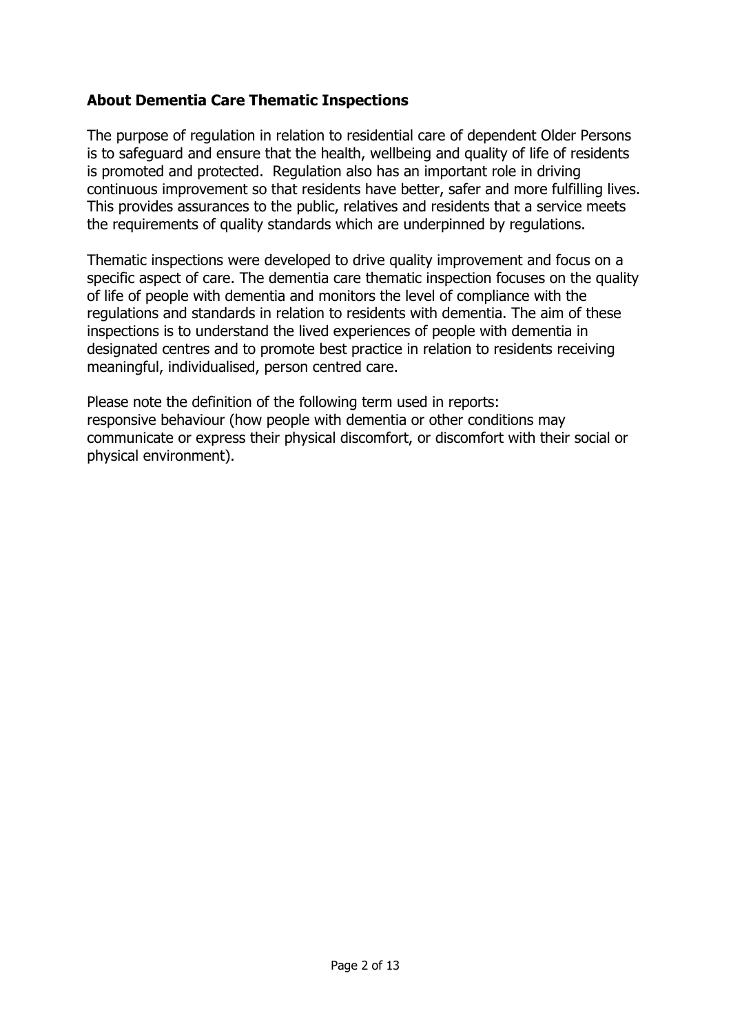## About Dementia Care Thematic Inspections

The purpose of regulation in relation to residential care of dependent Older Persons is to safeguard and ensure that the health, wellbeing and quality of life of residents is promoted and protected. Regulation also has an important role in driving continuous improvement so that residents have better, safer and more fulfilling lives. This provides assurances to the public, relatives and residents that a service meets the requirements of quality standards which are underpinned by regulations.

Thematic inspections were developed to drive quality improvement and focus on a specific aspect of care. The dementia care thematic inspection focuses on the quality of life of people with dementia and monitors the level of compliance with the regulations and standards in relation to residents with dementia. The aim of these inspections is to understand the lived experiences of people with dementia in designated centres and to promote best practice in relation to residents receiving meaningful, individualised, person centred care.

Please note the definition of the following term used in reports:
responsive behaviour (how people with dementia or other conditions may communicate or express their physical discomfort, or discomfort with their social or physical environment).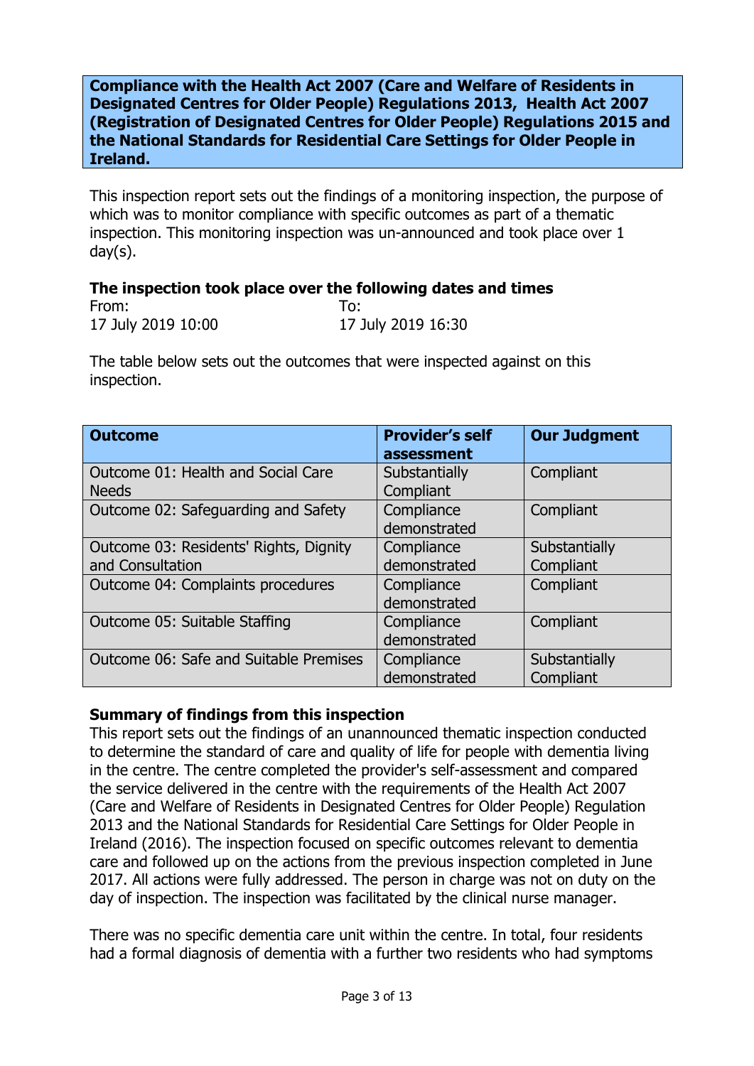**Compliance with the Health Act 2007 (Care and Welfare of Residents in Designated Centres for Older People) Regulations 2013, Health Act 2007 (Registration of Designated Centres for Older People) Regulations 2015 and the National Standards for Residential Care Settings for Older People in Ireland.**

This inspection report sets out the findings of a monitoring inspection, the purpose of which was to monitor compliance with specific outcomes as part of a thematic inspection. This monitoring inspection was un-announced and took place over 1 day(s).

**The inspection took place over the following dates and times**

| From: | To: |
|---|---|
| 17 July 2019 10:00 | 17 July 2019 16:30 |

The table below sets out the outcomes that were inspected against on this inspection.

| Outcome | Provider's self assessment | Our Judgment |
|---|---|---|
| Outcome 01: Health and Social Care Needs | Substantially Compliant | Compliant |
| Outcome 02: Safeguarding and Safety | Compliance demonstrated | Compliant |
| Outcome 03: Residents' Rights, Dignity and Consultation | Compliance demonstrated | Substantially Compliant |
| Outcome 04: Complaints procedures | Compliance demonstrated | Compliant |
| Outcome 05: Suitable Staffing | Compliance demonstrated | Compliant |
| Outcome 06: Safe and Suitable Premises | Compliance demonstrated | Substantially Compliant |

**Summary of findings from this inspection**

This report sets out the findings of an unannounced thematic inspection conducted to determine the standard of care and quality of life for people with dementia living in the centre. The centre completed the provider's self-assessment and compared the service delivered in the centre with the requirements of the Health Act 2007 (Care and Welfare of Residents in Designated Centres for Older People) Regulation 2013 and the National Standards for Residential Care Settings for Older People in Ireland (2016). The inspection focused on specific outcomes relevant to dementia care and followed up on the actions from the previous inspection completed in June 2017. All actions were fully addressed. The person in charge was not on duty on the day of inspection. The inspection was facilitated by the clinical nurse manager.

There was no specific dementia care unit within the centre. In total, four residents had a formal diagnosis of dementia with a further two residents who had symptoms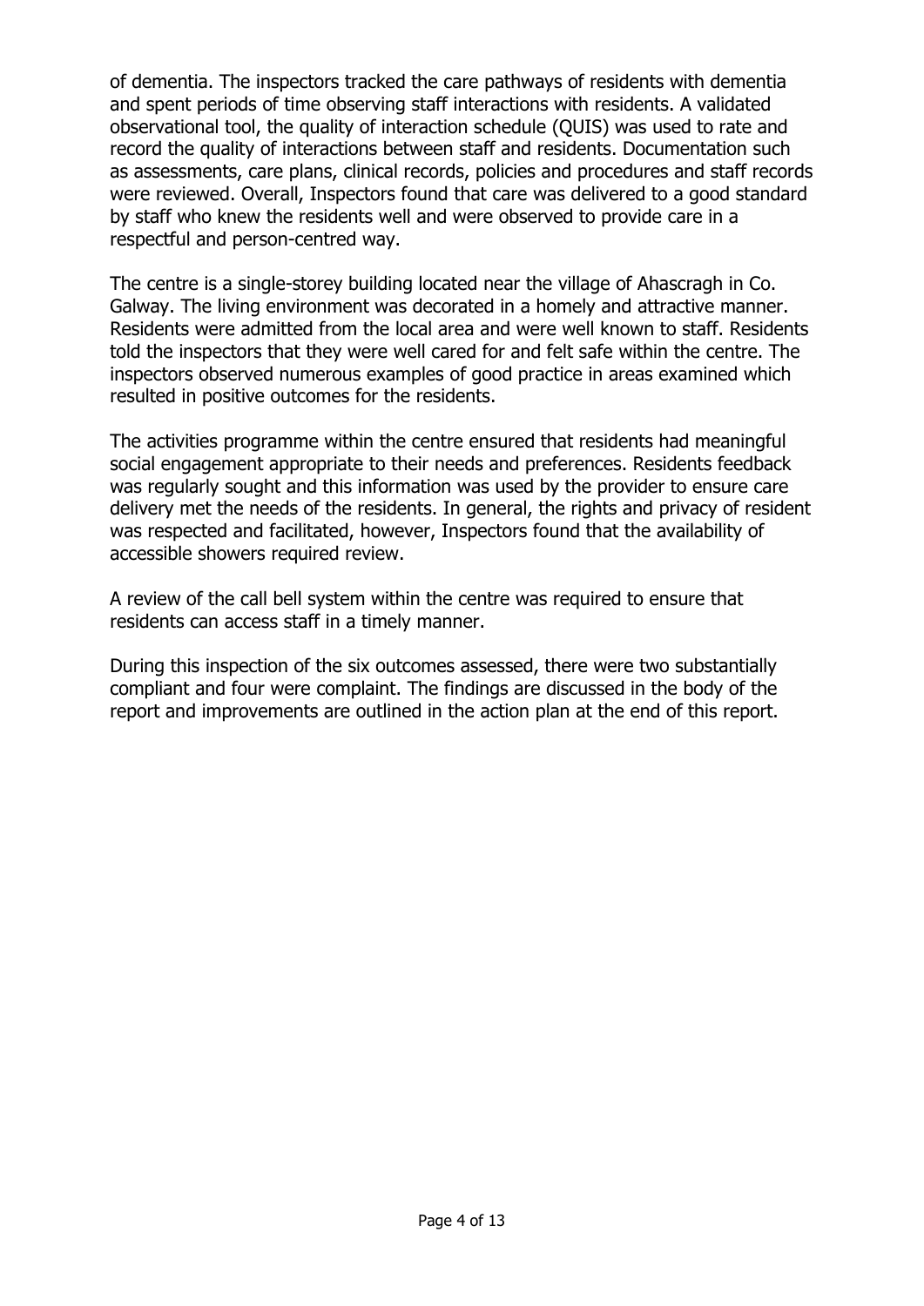of dementia. The inspectors tracked the care pathways of residents with dementia and spent periods of time observing staff interactions with residents. A validated observational tool, the quality of interaction schedule (QUIS) was used to rate and record the quality of interactions between staff and residents. Documentation such as assessments, care plans, clinical records, policies and procedures and staff records were reviewed. Overall, Inspectors found that care was delivered to a good standard by staff who knew the residents well and were observed to provide care in a respectful and person-centred way.

The centre is a single-storey building located near the village of Ahascragh in Co. Galway. The living environment was decorated in a homely and attractive manner. Residents were admitted from the local area and were well known to staff. Residents told the inspectors that they were well cared for and felt safe within the centre. The inspectors observed numerous examples of good practice in areas examined which resulted in positive outcomes for the residents.

The activities programme within the centre ensured that residents had meaningful social engagement appropriate to their needs and preferences. Residents feedback was regularly sought and this information was used by the provider to ensure care delivery met the needs of the residents. In general, the rights and privacy of resident was respected and facilitated, however, Inspectors found that the availability of accessible showers required review.

A review of the call bell system within the centre was required to ensure that residents can access staff in a timely manner.

During this inspection of the six outcomes assessed, there were two substantially compliant and four were complaint. The findings are discussed in the body of the report and improvements are outlined in the action plan at the end of this report.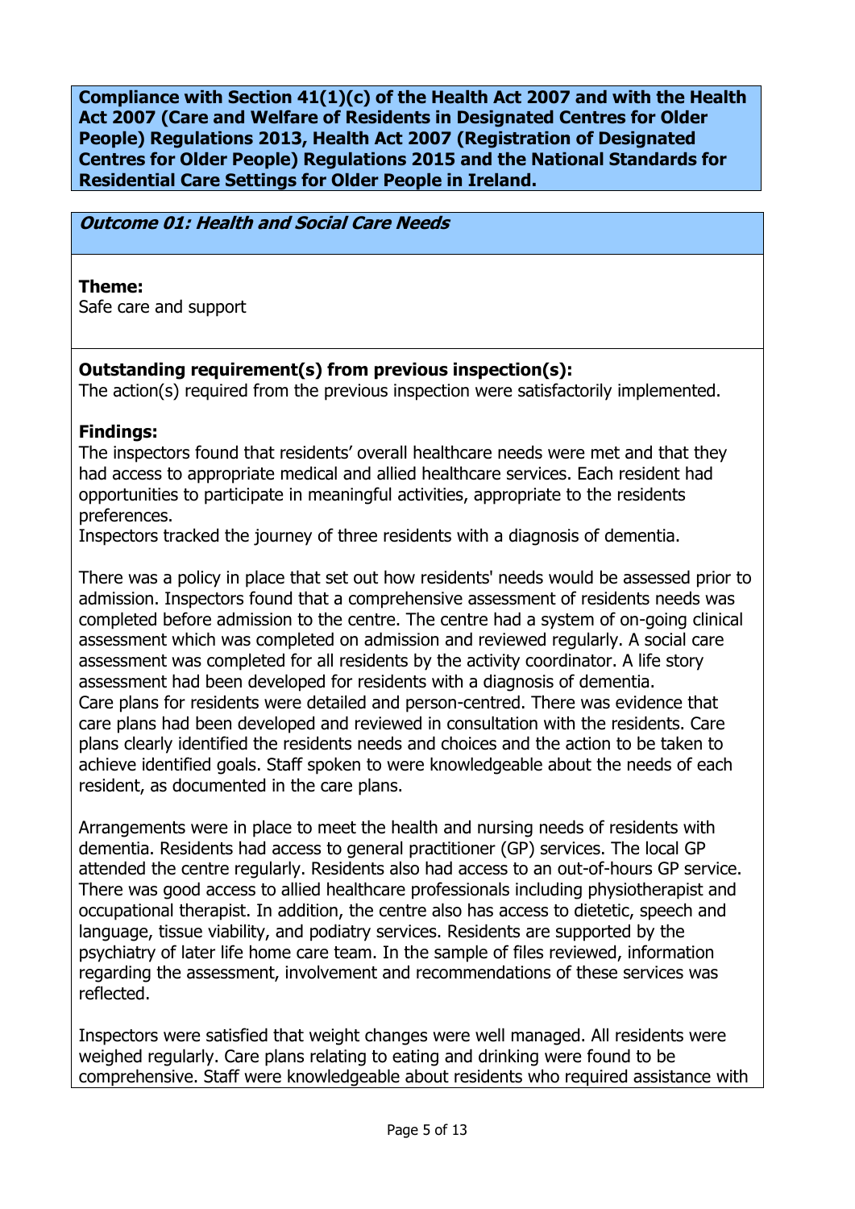**Compliance with Section 41(1)(c) of the Health Act 2007 and with the Health Act 2007 (Care and Welfare of Residents in Designated Centres for Older People) Regulations 2013, Health Act 2007 (Registration of Designated Centres for Older People) Regulations 2015 and the National Standards for Residential Care Settings for Older People in Ireland.**

***Outcome 01: Health and Social Care Needs***

**Theme:**
Safe care and support

**Outstanding requirement(s) from previous inspection(s):**
The action(s) required from the previous inspection were satisfactorily implemented.

**Findings:**
The inspectors found that residents' overall healthcare needs were met and that they had access to appropriate medical and allied healthcare services. Each resident had opportunities to participate in meaningful activities, appropriate to the residents preferences.
Inspectors tracked the journey of three residents with a diagnosis of dementia.

There was a policy in place that set out how residents' needs would be assessed prior to admission. Inspectors found that a comprehensive assessment of residents needs was completed before admission to the centre. The centre had a system of on-going clinical assessment which was completed on admission and reviewed regularly. A social care assessment was completed for all residents by the activity coordinator. A life story assessment had been developed for residents with a diagnosis of dementia.
Care plans for residents were detailed and person-centred. There was evidence that care plans had been developed and reviewed in consultation with the residents. Care plans clearly identified the residents needs and choices and the action to be taken to achieve identified goals. Staff spoken to were knowledgeable about the needs of each resident, as documented in the care plans.

Arrangements were in place to meet the health and nursing needs of residents with dementia. Residents had access to general practitioner (GP) services. The local GP attended the centre regularly. Residents also had access to an out-of-hours GP service. There was good access to allied healthcare professionals including physiotherapist and occupational therapist. In addition, the centre also has access to dietetic, speech and language, tissue viability, and podiatry services. Residents are supported by the psychiatry of later life home care team. In the sample of files reviewed, information regarding the assessment, involvement and recommendations of these services was reflected.

Inspectors were satisfied that weight changes were well managed. All residents were weighed regularly. Care plans relating to eating and drinking were found to be comprehensive. Staff were knowledgeable about residents who required assistance with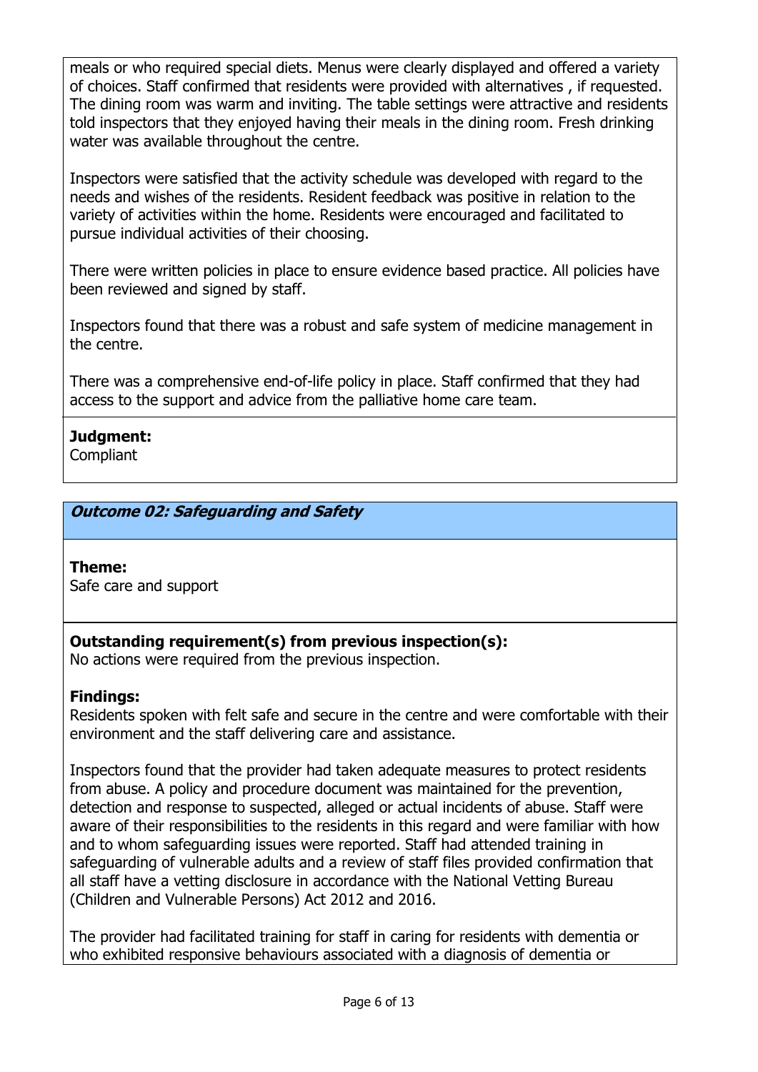meals or who required special diets. Menus were clearly displayed and offered a variety of choices. Staff confirmed that residents were provided with alternatives , if requested. The dining room was warm and inviting. The table settings were attractive and residents told inspectors that they enjoyed having their meals in the dining room. Fresh drinking water was available throughout the centre.

Inspectors were satisfied that the activity schedule was developed with regard to the needs and wishes of the residents. Resident feedback was positive in relation to the variety of activities within the home. Residents were encouraged and facilitated to pursue individual activities of their choosing.

There were written policies in place to ensure evidence based practice. All policies have been reviewed and signed by staff.

Inspectors found that there was a robust and safe system of medicine management in the centre.

There was a comprehensive end-of-life policy in place. Staff confirmed that they had access to the support and advice from the palliative home care team.

**Judgment:**
Compliant

## *Outcome 02: Safeguarding and Safety*

**Theme:**
Safe care and support

**Outstanding requirement(s) from previous inspection(s):**
No actions were required from the previous inspection.

**Findings:**
Residents spoken with felt safe and secure in the centre and were comfortable with their environment and the staff delivering care and assistance.

Inspectors found that the provider had taken adequate measures to protect residents from abuse. A policy and procedure document was maintained for the prevention, detection and response to suspected, alleged or actual incidents of abuse. Staff were aware of their responsibilities to the residents in this regard and were familiar with how and to whom safeguarding issues were reported. Staff had attended training in safeguarding of vulnerable adults and a review of staff files provided confirmation that all staff have a vetting disclosure in accordance with the National Vetting Bureau (Children and Vulnerable Persons) Act 2012 and 2016.

The provider had facilitated training for staff in caring for residents with dementia or who exhibited responsive behaviours associated with a diagnosis of dementia or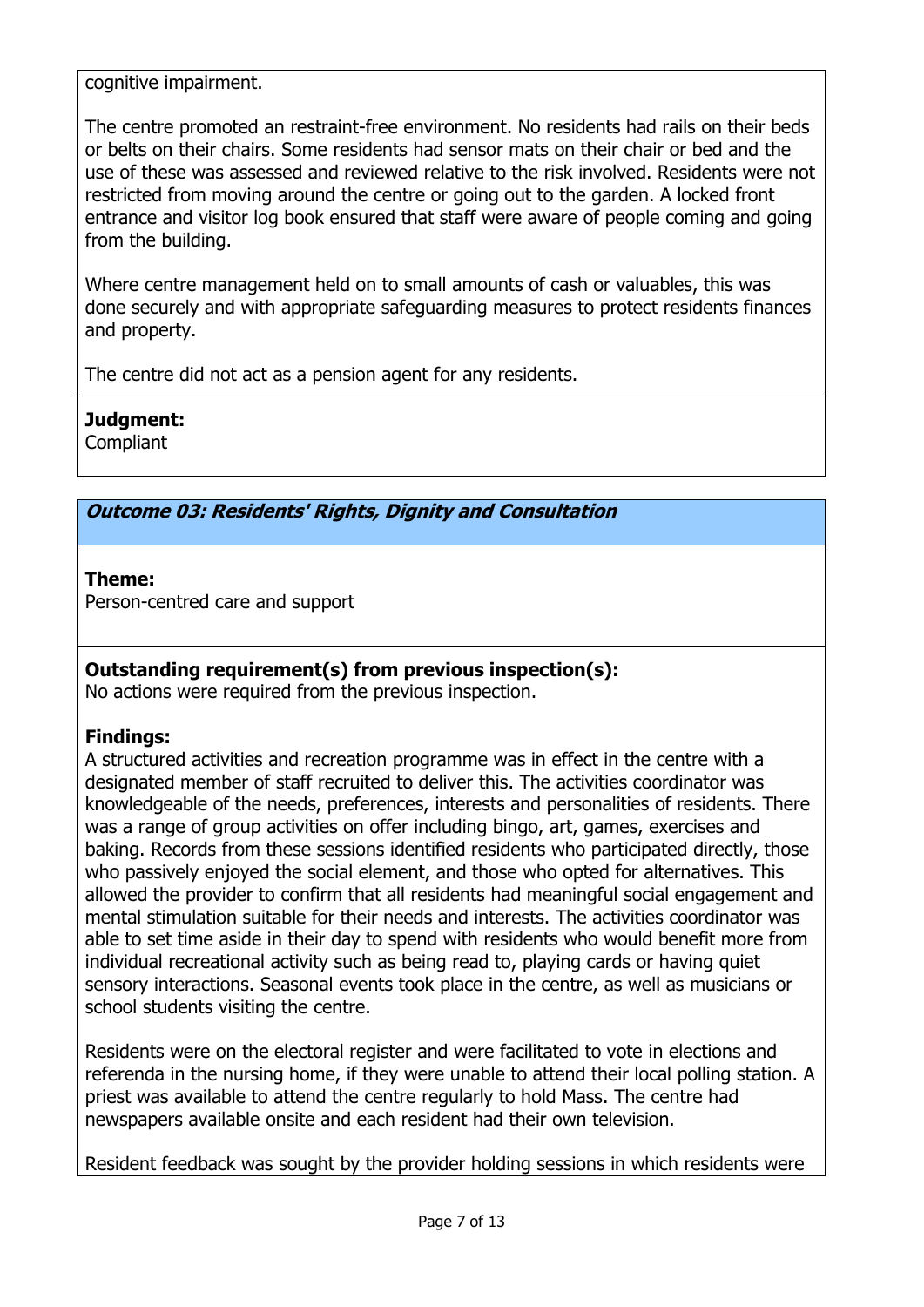cognitive impairment.

The centre promoted an restraint-free environment. No residents had rails on their beds or belts on their chairs. Some residents had sensor mats on their chair or bed and the use of these was assessed and reviewed relative to the risk involved. Residents were not restricted from moving around the centre or going out to the garden. A locked front entrance and visitor log book ensured that staff were aware of people coming and going from the building.

Where centre management held on to small amounts of cash or valuables, this was done securely and with appropriate safeguarding measures to protect residents finances and property.

The centre did not act as a pension agent for any residents.

**Judgment:**
Compliant

### *Outcome 03: Residents' Rights, Dignity and Consultation*

**Theme:**
Person-centred care and support

**Outstanding requirement(s) from previous inspection(s):**
No actions were required from the previous inspection.

**Findings:**
A structured activities and recreation programme was in effect in the centre with a designated member of staff recruited to deliver this. The activities coordinator was knowledgeable of the needs, preferences, interests and personalities of residents. There was a range of group activities on offer including bingo, art, games, exercises and baking. Records from these sessions identified residents who participated directly, those who passively enjoyed the social element, and those who opted for alternatives. This allowed the provider to confirm that all residents had meaningful social engagement and mental stimulation suitable for their needs and interests. The activities coordinator was able to set time aside in their day to spend with residents who would benefit more from individual recreational activity such as being read to, playing cards or having quiet sensory interactions. Seasonal events took place in the centre, as well as musicians or school students visiting the centre.

Residents were on the electoral register and were facilitated to vote in elections and referenda in the nursing home, if they were unable to attend their local polling station. A priest was available to attend the centre regularly to hold Mass. The centre had newspapers available onsite and each resident had their own television.

Resident feedback was sought by the provider holding sessions in which residents were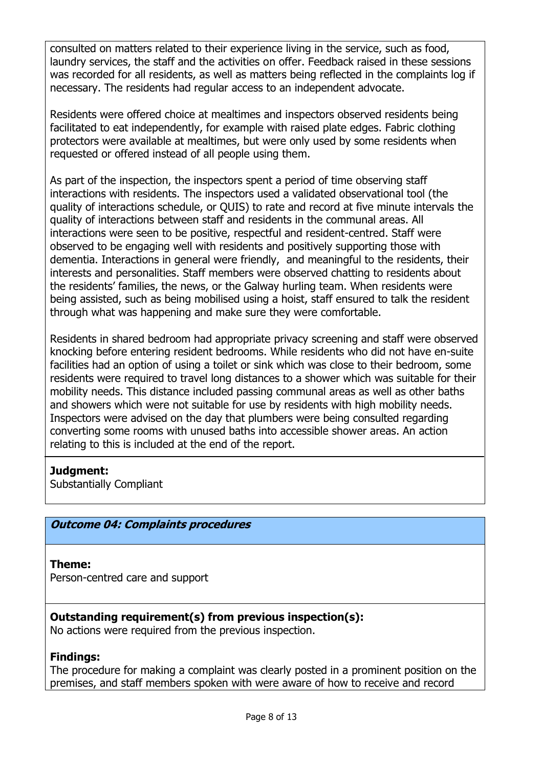consulted on matters related to their experience living in the service, such as food, laundry services, the staff and the activities on offer. Feedback raised in these sessions was recorded for all residents, as well as matters being reflected in the complaints log if necessary. The residents had regular access to an independent advocate.

Residents were offered choice at mealtimes and inspectors observed residents being facilitated to eat independently, for example with raised plate edges. Fabric clothing protectors were available at mealtimes, but were only used by some residents when requested or offered instead of all people using them.

As part of the inspection, the inspectors spent a period of time observing staff interactions with residents. The inspectors used a validated observational tool (the quality of interactions schedule, or QUIS) to rate and record at five minute intervals the quality of interactions between staff and residents in the communal areas. All interactions were seen to be positive, respectful and resident-centred. Staff were observed to be engaging well with residents and positively supporting those with dementia. Interactions in general were friendly, and meaningful to the residents, their interests and personalities. Staff members were observed chatting to residents about the residents' families, the news, or the Galway hurling team. When residents were being assisted, such as being mobilised using a hoist, staff ensured to talk the resident through what was happening and make sure they were comfortable.

Residents in shared bedroom had appropriate privacy screening and staff were observed knocking before entering resident bedrooms. While residents who did not have en-suite facilities had an option of using a toilet or sink which was close to their bedroom, some residents were required to travel long distances to a shower which was suitable for their mobility needs. This distance included passing communal areas as well as other baths and showers which were not suitable for use by residents with high mobility needs. Inspectors were advised on the day that plumbers were being consulted regarding converting some rooms with unused baths into accessible shower areas. An action relating to this is included at the end of the report.

**Judgment:**
Substantially Compliant

## *Outcome 04: Complaints procedures*

**Theme:**
Person-centred care and support

**Outstanding requirement(s) from previous inspection(s):**
No actions were required from the previous inspection.

**Findings:**
The procedure for making a complaint was clearly posted in a prominent position on the premises, and staff members spoken with were aware of how to receive and record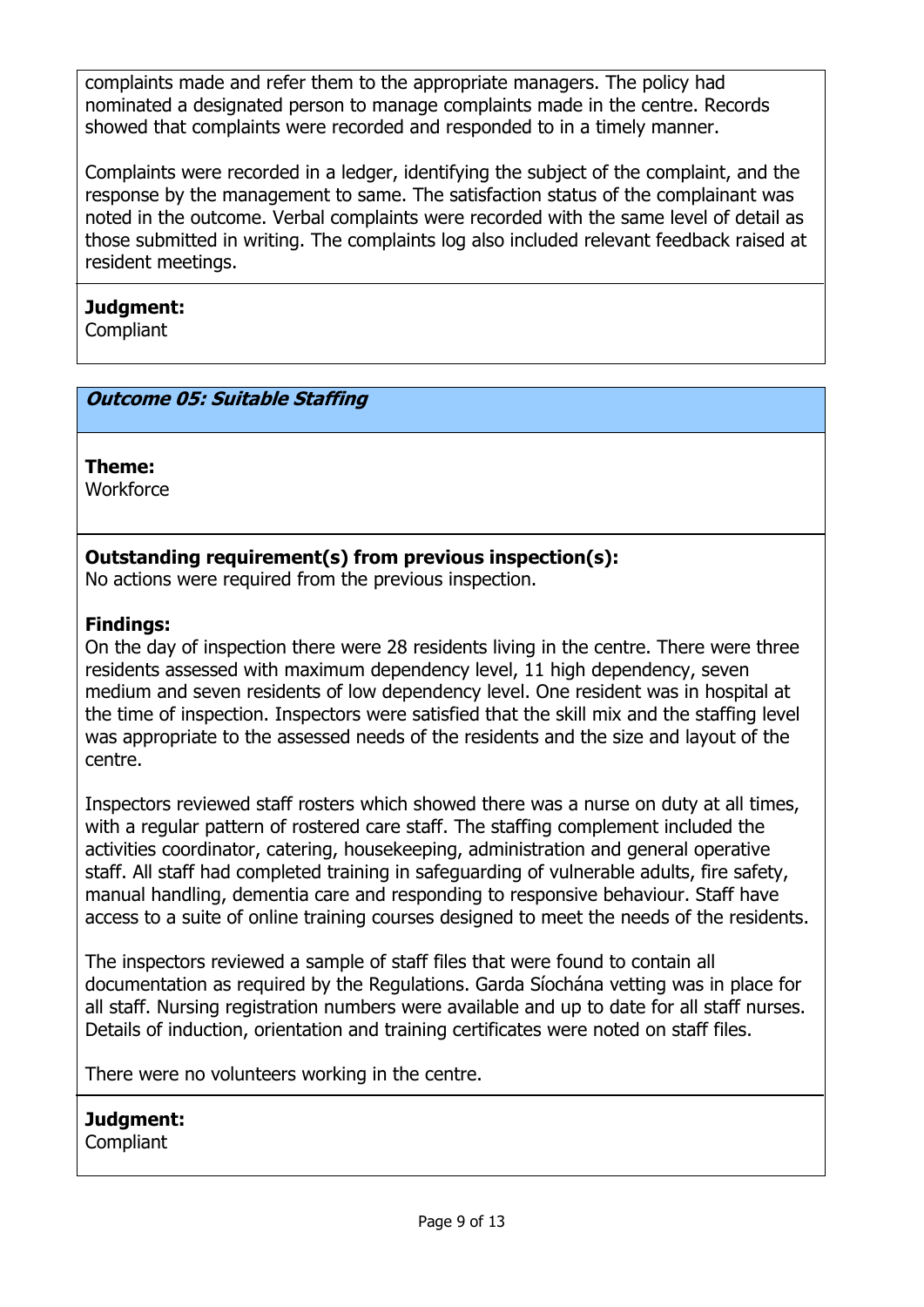complaints made and refer them to the appropriate managers. The policy had nominated a designated person to manage complaints made in the centre. Records showed that complaints were recorded and responded to in a timely manner.

Complaints were recorded in a ledger, identifying the subject of the complaint, and the response by the management to same. The satisfaction status of the complainant was noted in the outcome. Verbal complaints were recorded with the same level of detail as those submitted in writing. The complaints log also included relevant feedback raised at resident meetings.

**Judgment:**
Compliant

## *Outcome 05: Suitable Staffing*

**Theme:**
Workforce

**Outstanding requirement(s) from previous inspection(s):**
No actions were required from the previous inspection.

**Findings:**
On the day of inspection there were 28 residents living in the centre. There were three residents assessed with maximum dependency level, 11 high dependency, seven medium and seven residents of low dependency level. One resident was in hospital at the time of inspection. Inspectors were satisfied that the skill mix and the staffing level was appropriate to the assessed needs of the residents and the size and layout of the centre.

Inspectors reviewed staff rosters which showed there was a nurse on duty at all times, with a regular pattern of rostered care staff. The staffing complement included the activities coordinator, catering, housekeeping, administration and general operative staff. All staff had completed training in safeguarding of vulnerable adults, fire safety, manual handling, dementia care and responding to responsive behaviour. Staff have access to a suite of online training courses designed to meet the needs of the residents.

The inspectors reviewed a sample of staff files that were found to contain all documentation as required by the Regulations. Garda Síochána vetting was in place for all staff. Nursing registration numbers were available and up to date for all staff nurses. Details of induction, orientation and training certificates were noted on staff files.

There were no volunteers working in the centre.

**Judgment:**
Compliant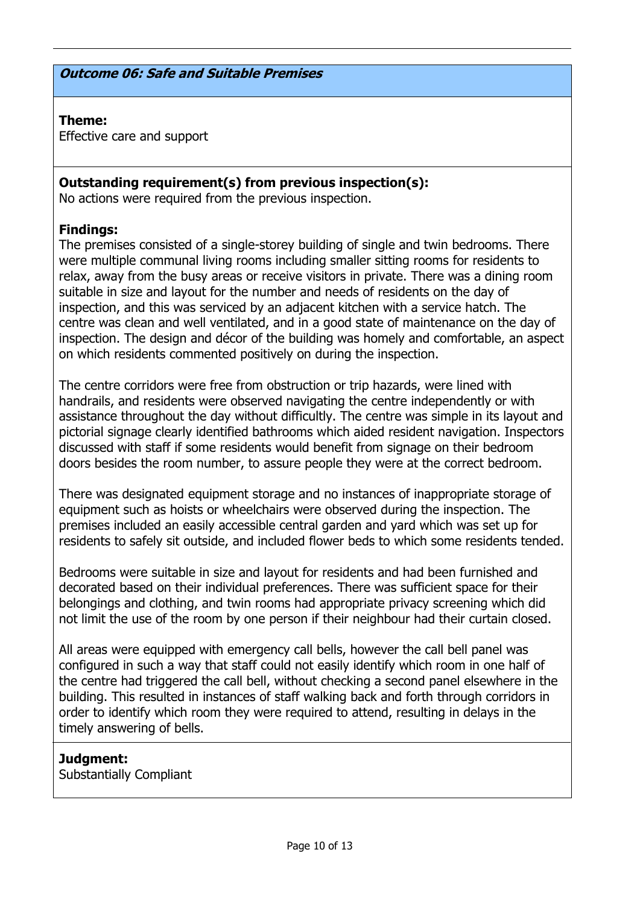## *Outcome 06: Safe and Suitable Premises*

**Theme:**
Effective care and support

**Outstanding requirement(s) from previous inspection(s):**
No actions were required from the previous inspection.

**Findings:**
The premises consisted of a single-storey building of single and twin bedrooms. There were multiple communal living rooms including smaller sitting rooms for residents to relax, away from the busy areas or receive visitors in private. There was a dining room suitable in size and layout for the number and needs of residents on the day of inspection, and this was serviced by an adjacent kitchen with a service hatch. The centre was clean and well ventilated, and in a good state of maintenance on the day of inspection. The design and décor of the building was homely and comfortable, an aspect on which residents commented positively on during the inspection.

The centre corridors were free from obstruction or trip hazards, were lined with handrails, and residents were observed navigating the centre independently or with assistance throughout the day without difficultly. The centre was simple in its layout and pictorial signage clearly identified bathrooms which aided resident navigation. Inspectors discussed with staff if some residents would benefit from signage on their bedroom doors besides the room number, to assure people they were at the correct bedroom.

There was designated equipment storage and no instances of inappropriate storage of equipment such as hoists or wheelchairs were observed during the inspection. The premises included an easily accessible central garden and yard which was set up for residents to safely sit outside, and included flower beds to which some residents tended.

Bedrooms were suitable in size and layout for residents and had been furnished and decorated based on their individual preferences. There was sufficient space for their belongings and clothing, and twin rooms had appropriate privacy screening which did not limit the use of the room by one person if their neighbour had their curtain closed.

All areas were equipped with emergency call bells, however the call bell panel was configured in such a way that staff could not easily identify which room in one half of the centre had triggered the call bell, without checking a second panel elsewhere in the building. This resulted in instances of staff walking back and forth through corridors in order to identify which room they were required to attend, resulting in delays in the timely answering of bells.

**Judgment:**
Substantially Compliant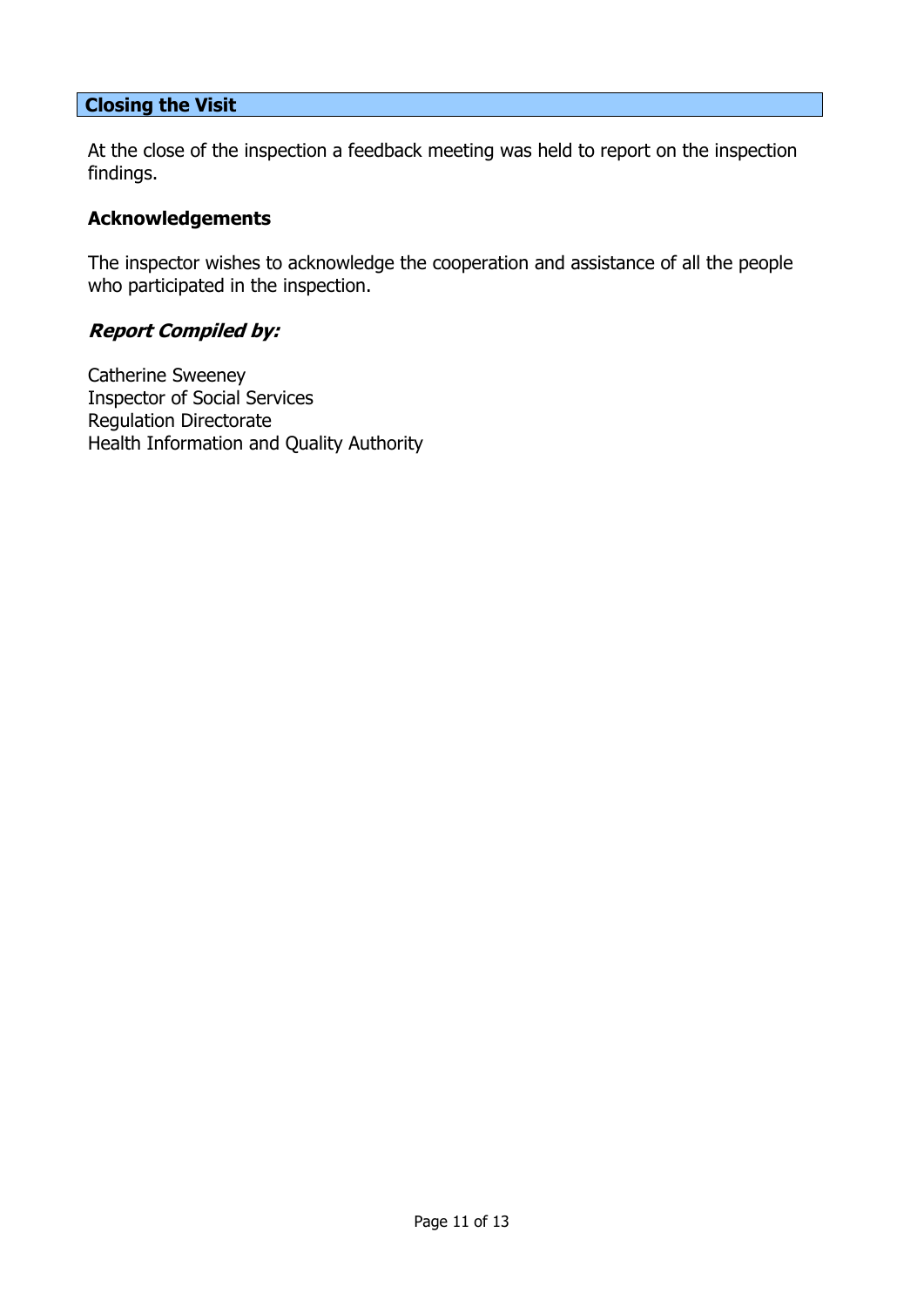## Closing the Visit

At the close of the inspection a feedback meeting was held to report on the inspection findings.

### Acknowledgements

The inspector wishes to acknowledge the cooperation and assistance of all the people who participated in the inspection.

***Report Compiled by:***

Catherine Sweeney
Inspector of Social Services
Regulation Directorate
Health Information and Quality Authority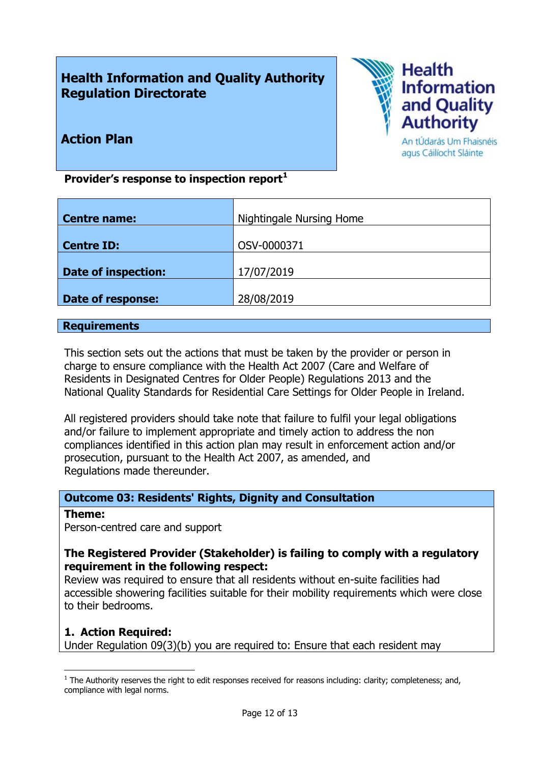# Health Information and Quality Authority Regulation Directorate

## Action Plan

Health Information and Quality Authority
An tÚdarás Um Fhaisnéis agus Cáilíocht Sláinte

**Provider's response to inspection report**[1]

| | |
|---|---|
| **Centre name:** | Nightingale Nursing Home |
| **Centre ID:** | OSV-0000371 |
| **Date of inspection:** | 17/07/2019 |
| **Date of response:** | 28/08/2019 |

## Requirements

This section sets out the actions that must be taken by the provider or person in charge to ensure compliance with the Health Act 2007 (Care and Welfare of Residents in Designated Centres for Older People) Regulations 2013 and the National Quality Standards for Residential Care Settings for Older People in Ireland.

All registered providers should take note that failure to fulfil your legal obligations and/or failure to implement appropriate and timely action to address the non compliances identified in this action plan may result in enforcement action and/or prosecution, pursuant to the Health Act 2007, as amended, and Regulations made thereunder.

### Outcome 03: Residents' Rights, Dignity and Consultation

**Theme:**
Person-centred care and support

**The Registered Provider (Stakeholder) is failing to comply with a regulatory requirement in the following respect:**
Review was required to ensure that all residents without en-suite facilities had accessible showering facilities suitable for their mobility requirements which were close to their bedrooms.

**1. Action Required:**
Under Regulation 09(3)(b) you are required to: Ensure that each resident may

[1] The Authority reserves the right to edit responses received for reasons including: clarity; completeness; and, compliance with legal norms.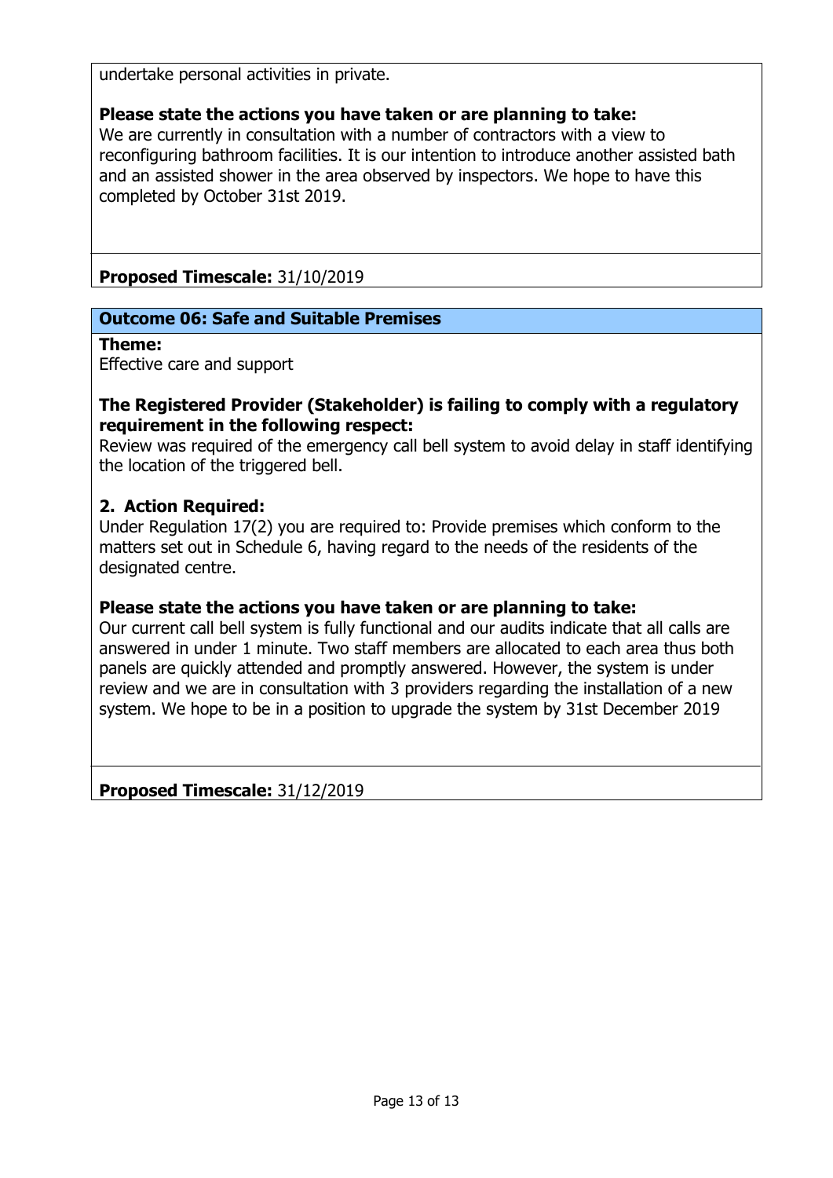undertake personal activities in private.

**Please state the actions you have taken or are planning to take:**
We are currently in consultation with a number of contractors with a view to reconfiguring bathroom facilities. It is our intention to introduce another assisted bath and an assisted shower in the area observed by inspectors. We hope to have this completed by October 31st 2019.

**Proposed Timescale:** 31/10/2019

**Outcome 06: Safe and Suitable Premises**

**Theme:**
Effective care and support

**The Registered Provider (Stakeholder) is failing to comply with a regulatory requirement in the following respect:**
Review was required of the emergency call bell system to avoid delay in staff identifying the location of the triggered bell.

**2. Action Required:**
Under Regulation 17(2) you are required to: Provide premises which conform to the matters set out in Schedule 6, having regard to the needs of the residents of the designated centre.

**Please state the actions you have taken or are planning to take:**
Our current call bell system is fully functional and our audits indicate that all calls are answered in under 1 minute. Two staff members are allocated to each area thus both panels are quickly attended and promptly answered. However, the system is under review and we are in consultation with 3 providers regarding the installation of a new system. We hope to be in a position to upgrade the system by 31st December 2019

**Proposed Timescale:** 31/12/2019